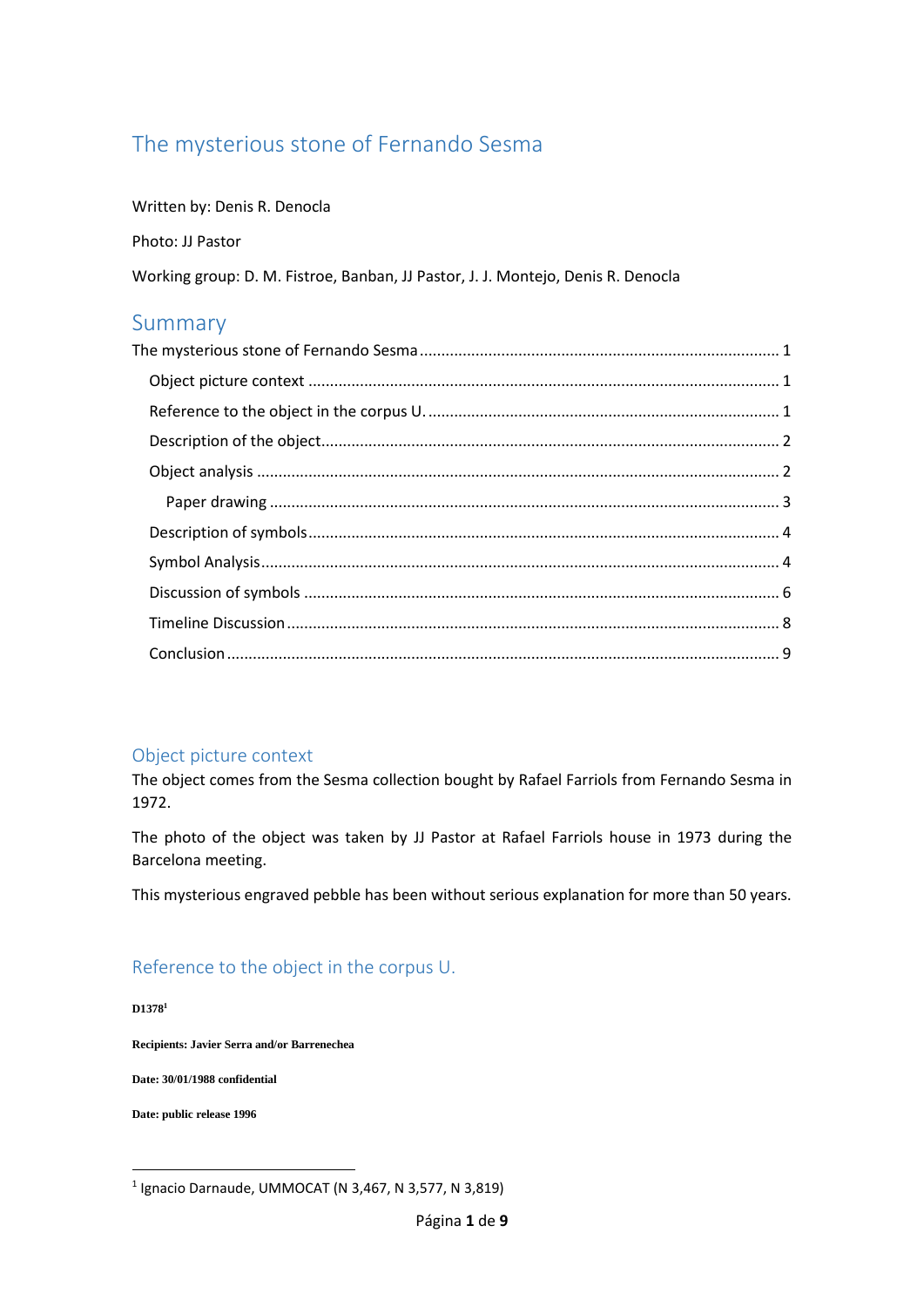# The mysterious stone of Fernando Sesma

Written by: Denis R. Denocla

Photo: JJ Pastor

Working group: D. M. Fistroe, Banban, JJ Pastor, J. J. Montejo, Denis R. Denocla

## Summary

The mysterious stone of Fernando Sesma ........ 1
- Object picture context ........ 1
- Reference to the object in the corpus U. ........ 1
- Description of the object ........ 2
- Object analysis ........ 2
  - Paper drawing ........ 3
- Description of symbols ........ 4
- Symbol Analysis ........ 4
- Discussion of symbols ........ 6
- Timeline Discussion ........ 8
- Conclusion ........ 9

## Object picture context

The object comes from the Sesma collection bought by Rafael Farriols from Fernando Sesma in 1972.

The photo of the object was taken by JJ Pastor at Rafael Farriols house in 1973 during the Barcelona meeting.

This mysterious engraved pebble has been without serious explanation for more than 50 years.

## Reference to the object in the corpus U.

**D1378**[1]

**Recipients: Javier Serra and/or Barrenechea**

**Date: 30/01/1988 confidential**

**Date: public release 1996**

---

[1] Ignacio Darnaude, UMMOCAT (N 3,467, N 3,577, N 3,819)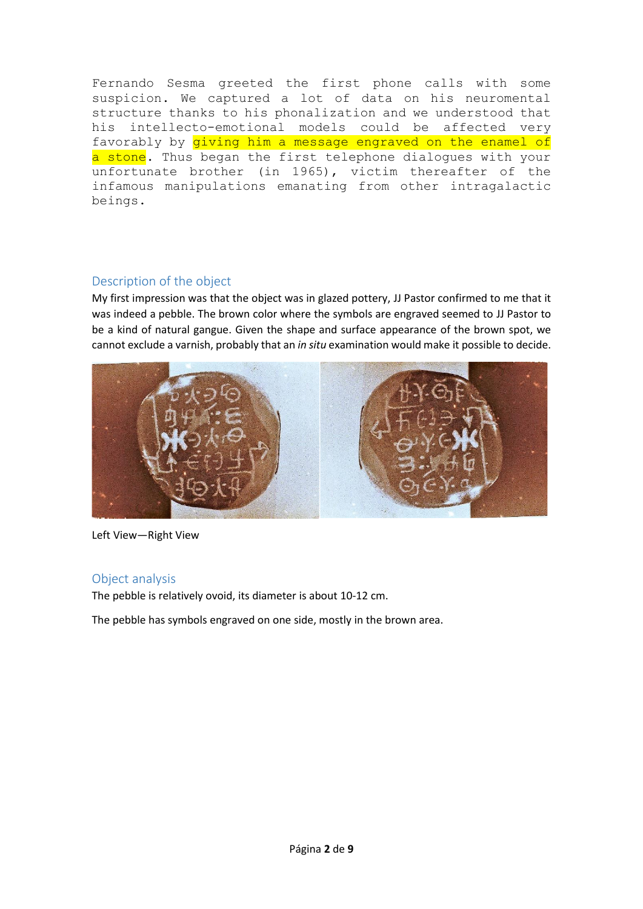Fernando Sesma greeted the first phone calls with some suspicion. We captured a lot of data on his neuromental structure thanks to his phonalization and we understood that his intellecto-emotional models could be affected very favorably by giving him a message engraved on the enamel of a stone. Thus began the first telephone dialogues with your unfortunate brother (in 1965), victim thereafter of the infamous manipulations emanating from other intragalactic beings.

## Description of the object

My first impression was that the object was in glazed pottery, JJ Pastor confirmed to me that it was indeed a pebble. The brown color where the symbols are engraved seemed to JJ Pastor to be a kind of natural gangue. Given the shape and surface appearance of the brown spot, we cannot exclude a varnish, probably that an *in situ* examination would make it possible to decide.

Left View—Right View

## Object analysis

The pebble is relatively ovoid, its diameter is about 10-12 cm.

The pebble has symbols engraved on one side, mostly in the brown area.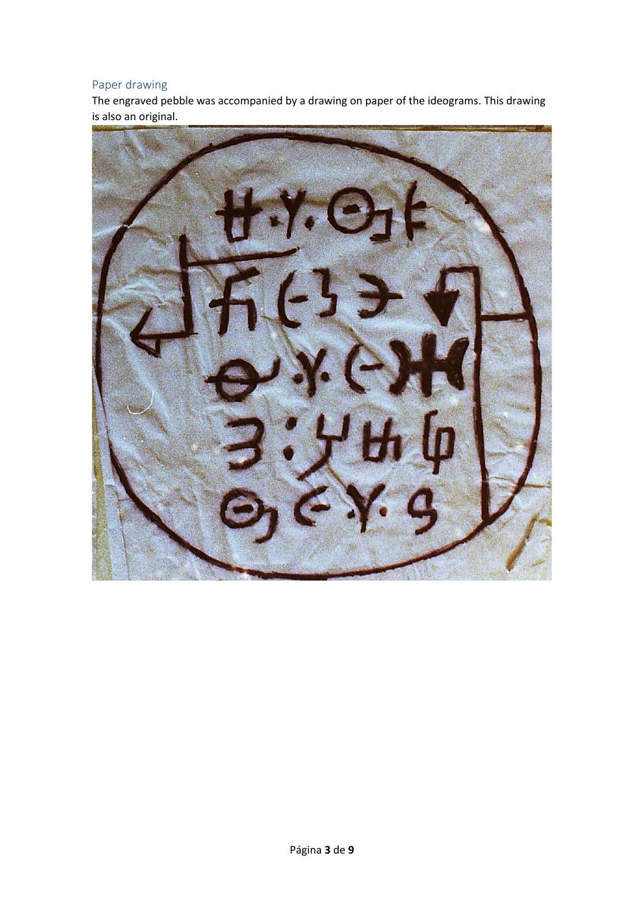## Paper drawing

The engraved pebble was accompanied by a drawing on paper of the ideograms. This drawing is also an original.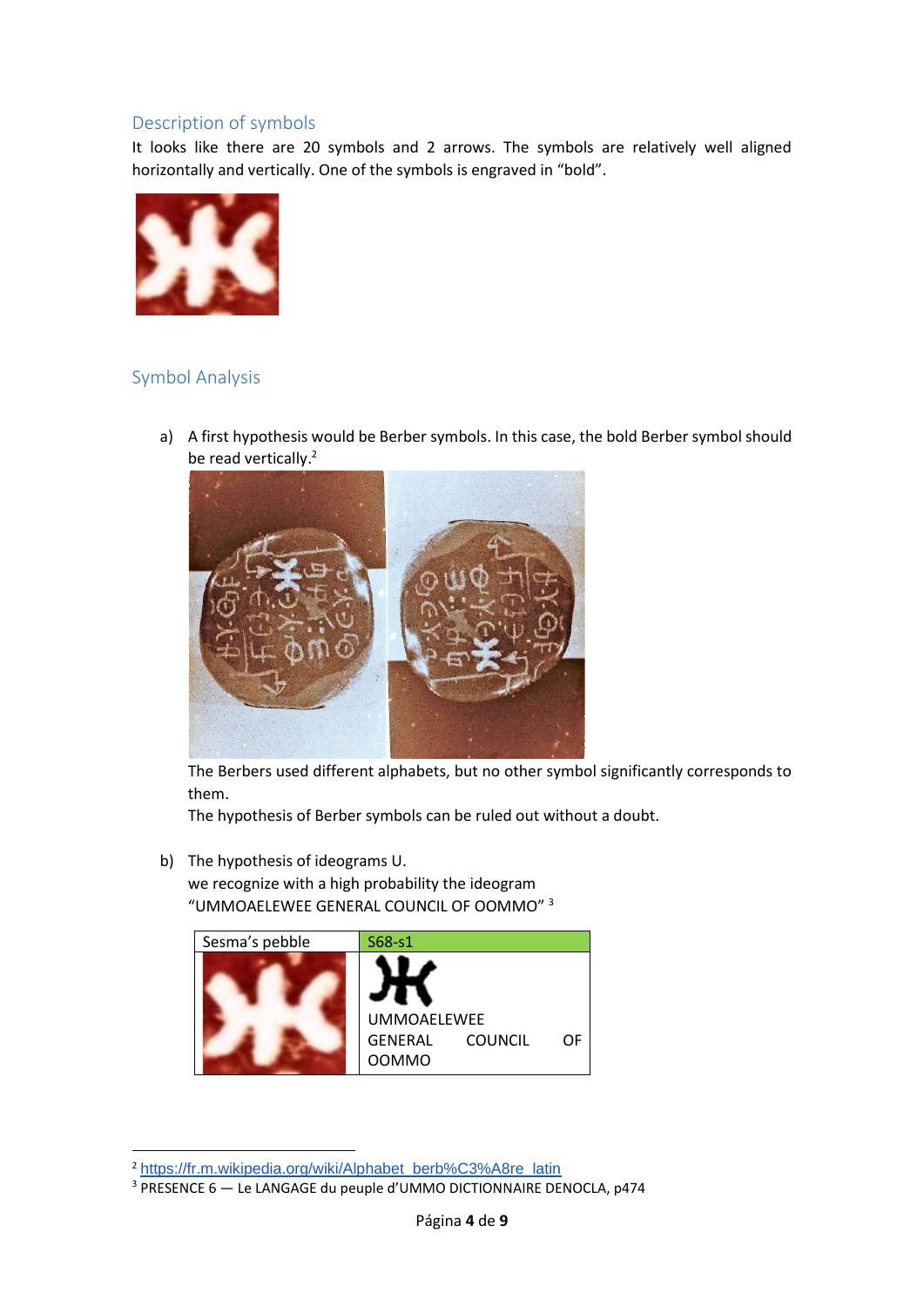## Description of symbols

It looks like there are 20 symbols and 2 arrows. The symbols are relatively well aligned horizontally and vertically. One of the symbols is engraved in "bold".

## Symbol Analysis

a) A first hypothesis would be Berber symbols. In this case, the bold Berber symbol should be read vertically.[2]

The Berbers used different alphabets, but no other symbol significantly corresponds to them.

The hypothesis of Berber symbols can be ruled out without a doubt.

b) The hypothesis of ideograms U.

we recognize with a high probability the ideogram "UMMOAELEWEE GENERAL COUNCIL OF OOMMO" [3]

| Sesma's pebble | S68-s1 |
| --- | --- |
| | UMMOAELEWEE GENERAL COUNCIL OF OOMMO |

[2] https://fr.m.wikipedia.org/wiki/Alphabet_berb%C3%A8re_latin

[3] PRESENCE 6 — Le LANGAGE du peuple d'UMMO DICTIONNAIRE DENOCLA, p474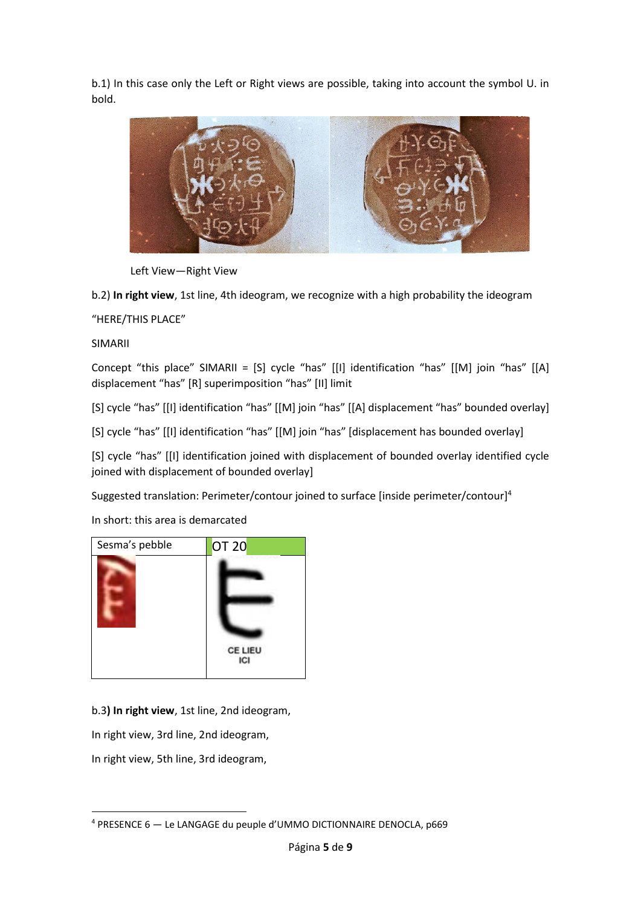b.1) In this case only the Left or Right views are possible, taking into account the symbol U. in bold.

Left View—Right View

b.2) **In right view**, 1st line, 4th ideogram, we recognize with a high probability the ideogram

“HERE/THIS PLACE”

SIMARII

Concept “this place” SIMARII = [S] cycle “has” [[I] identification “has” [[M] join “has” [[A] displacement “has” [R] superimposition “has” [II] limit

[S] cycle “has” [[I] identification “has” [[M] join “has” [[A] displacement “has” bounded overlay]

[S] cycle “has” [[I] identification “has” [[M] join “has” [displacement has bounded overlay]

[S] cycle “has” [[I] identification joined with displacement of bounded overlay identified cycle joined with displacement of bounded overlay]

Suggested translation: Perimeter/contour joined to surface [inside perimeter/contour][4]

In short: this area is demarcated

| Sesma’s pebble | OT 20 |
| --- | --- |
| | CE LIEU ICI |

b.3**) In right view**, 1st line, 2nd ideogram,

In right view, 3rd line, 2nd ideogram,

In right view, 5th line, 3rd ideogram,

---

[4] PRESENCE 6 — Le LANGAGE du peuple d’UMMO DICTIONNAIRE DENOCLA, p669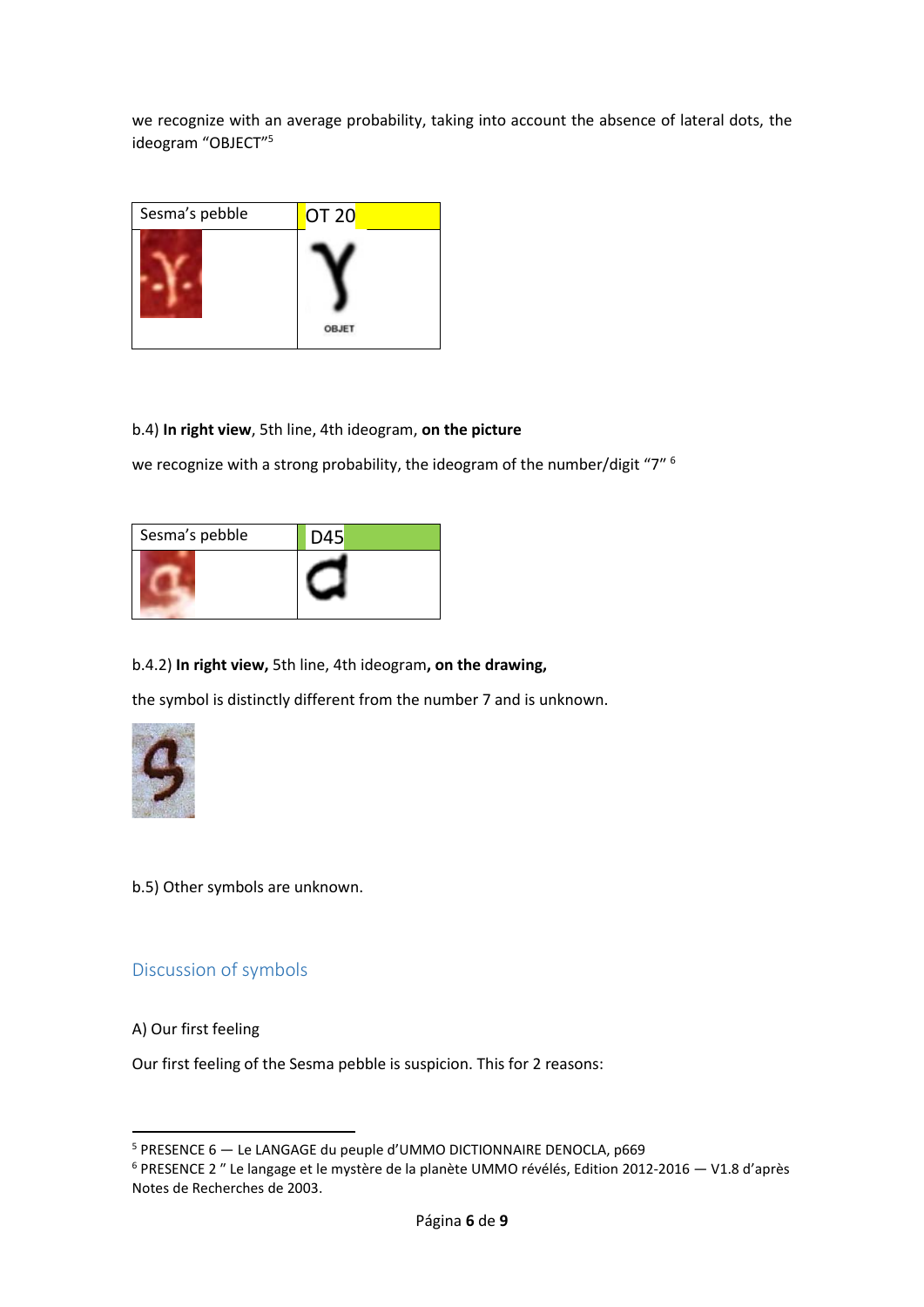we recognize with an average probability, taking into account the absence of lateral dots, the ideogram "OBJECT"[5]

| Sesma's pebble | OT 20 |
| --- | --- |
| | OBJET |

b.4) **In right view**, 5th line, 4th ideogram, **on the picture**

we recognize with a strong probability, the ideogram of the number/digit "7" [6]

| Sesma's pebble | D45 |
| --- | --- |
| | |

b.4.2) **In right view,** 5th line, 4th ideogram**, on the drawing,**

the symbol is distinctly different from the number 7 and is unknown.

b.5) Other symbols are unknown.

## Discussion of symbols

A) Our first feeling

Our first feeling of the Sesma pebble is suspicion. This for 2 reasons:

---

[5] PRESENCE 6 — Le LANGAGE du peuple d'UMMO DICTIONNAIRE DENOCLA, p669

[6] PRESENCE 2 " Le langage et le mystère de la planète UMMO révélés, Edition 2012-2016 — V1.8 d'après Notes de Recherches de 2003.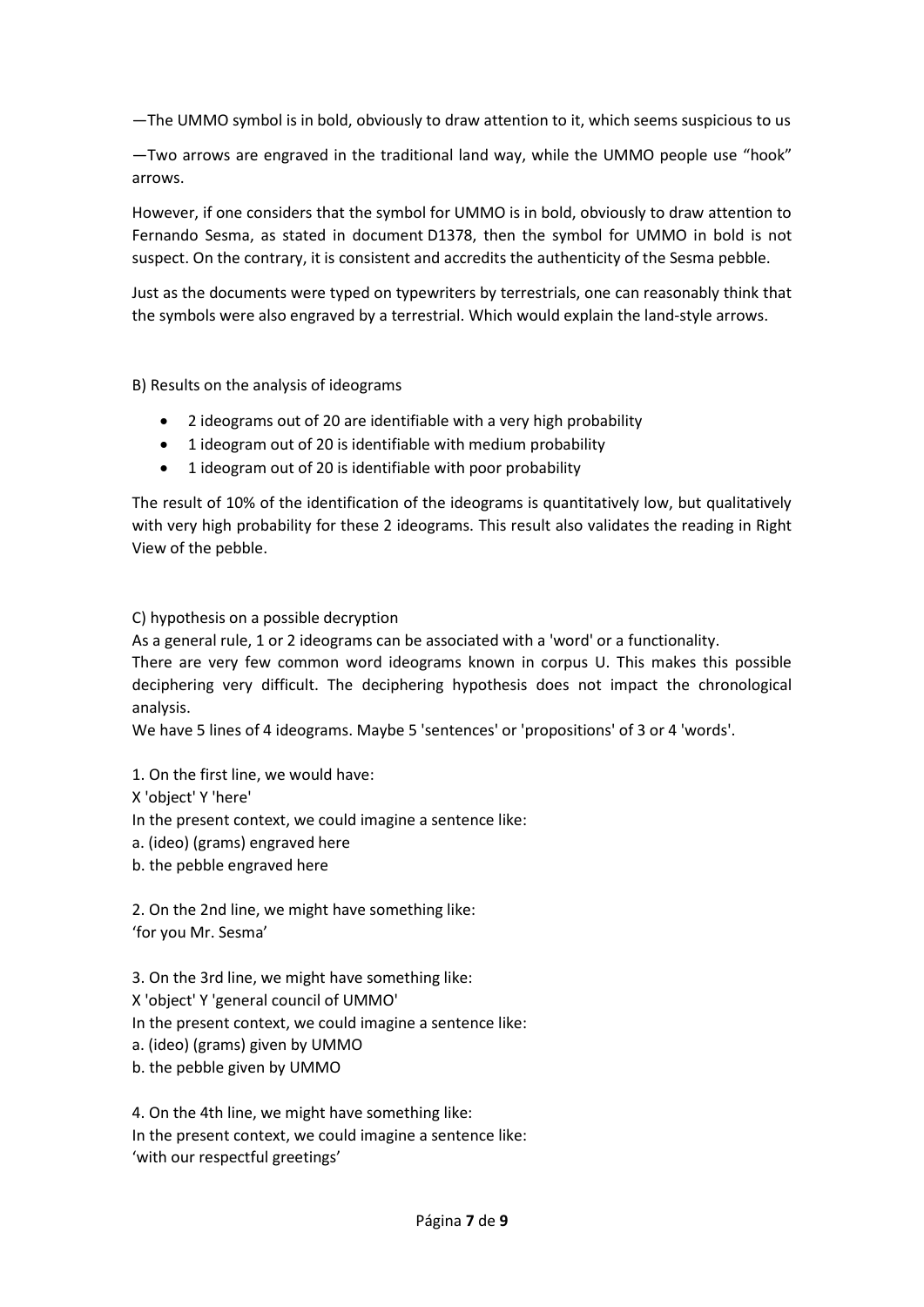—The UMMO symbol is in bold, obviously to draw attention to it, which seems suspicious to us

—Two arrows are engraved in the traditional land way, while the UMMO people use “hook” arrows.

However, if one considers that the symbol for UMMO is in bold, obviously to draw attention to Fernando Sesma, as stated in document D1378, then the symbol for UMMO in bold is not suspect. On the contrary, it is consistent and accredits the authenticity of the Sesma pebble.

Just as the documents were typed on typewriters by terrestrials, one can reasonably think that the symbols were also engraved by a terrestrial. Which would explain the land-style arrows.

B) Results on the analysis of ideograms

- 2 ideograms out of 20 are identifiable with a very high probability
- 1 ideogram out of 20 is identifiable with medium probability
- 1 ideogram out of 20 is identifiable with poor probability

The result of 10% of the identification of the ideograms is quantitatively low, but qualitatively with very high probability for these 2 ideograms. This result also validates the reading in Right View of the pebble.

C) hypothesis on a possible decryption

As a general rule, 1 or 2 ideograms can be associated with a 'word' or a functionality.
There are very few common word ideograms known in corpus U. This makes this possible deciphering very difficult. The deciphering hypothesis does not impact the chronological analysis.
We have 5 lines of 4 ideograms. Maybe 5 'sentences' or 'propositions' of 3 or 4 'words'.

1. On the first line, we would have:
X 'object' Y 'here'
In the present context, we could imagine a sentence like:
a. (ideo) (grams) engraved here
b. the pebble engraved here

2. On the 2nd line, we might have something like:
‘for you Mr. Sesma’

3. On the 3rd line, we might have something like:
X 'object' Y 'general council of UMMO'
In the present context, we could imagine a sentence like:
a. (ideo) (grams) given by UMMO
b. the pebble given by UMMO

4. On the 4th line, we might have something like:
In the present context, we could imagine a sentence like:
‘with our respectful greetings’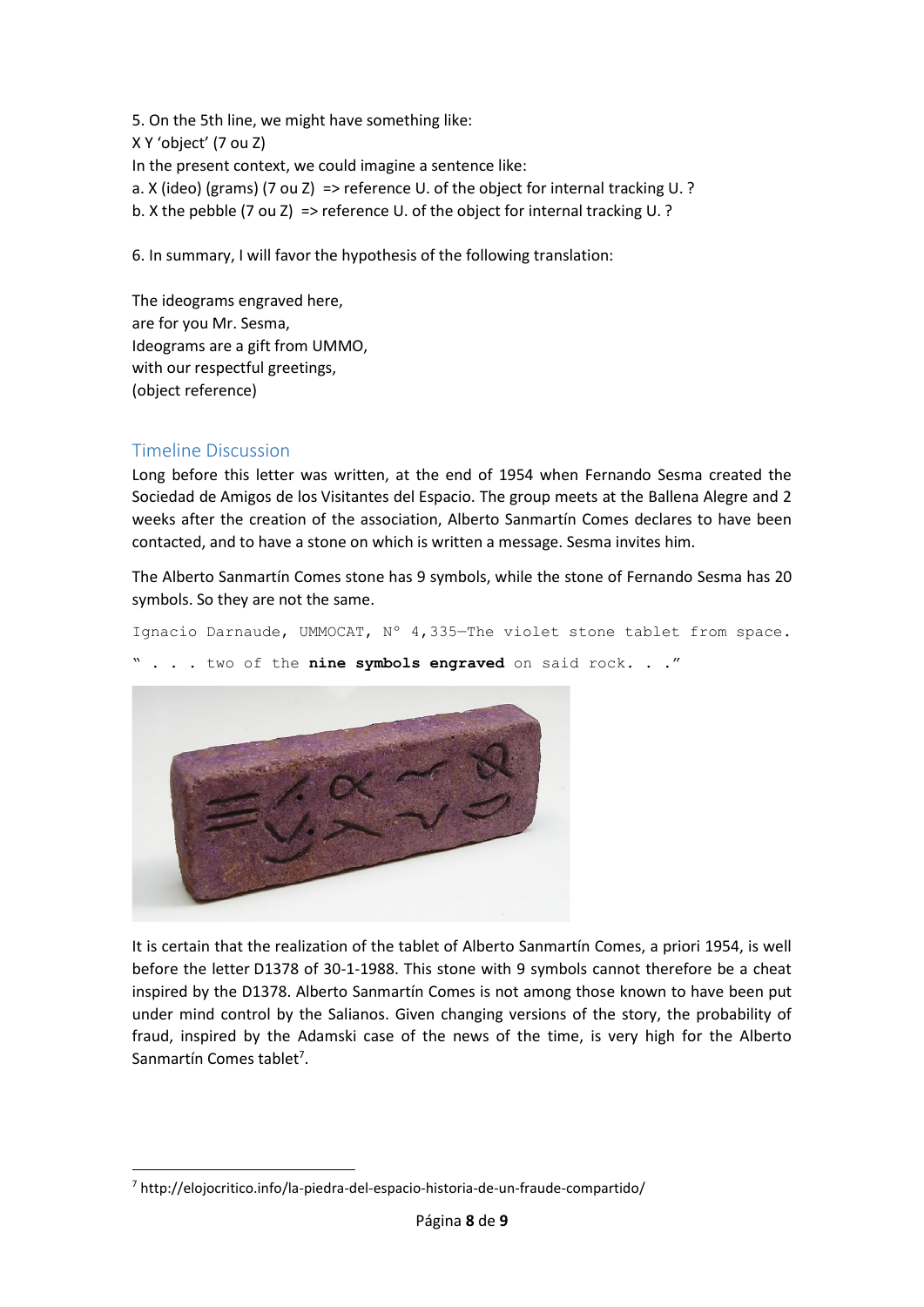5. On the 5th line, we might have something like:
X Y 'object' (7 ou Z)
In the present context, we could imagine a sentence like:
a. X (ideo) (grams) (7 ou Z) => reference U. of the object for internal tracking U. ?
b. X the pebble (7 ou Z) => reference U. of the object for internal tracking U. ?

6. In summary, I will favor the hypothesis of the following translation:

The ideograms engraved here,
are for you Mr. Sesma,
Ideograms are a gift from UMMO,
with our respectful greetings,
(object reference)

## Timeline Discussion

Long before this letter was written, at the end of 1954 when Fernando Sesma created the Sociedad de Amigos de los Visitantes del Espacio. The group meets at the Ballena Alegre and 2 weeks after the creation of the association, Alberto Sanmartín Comes declares to have been contacted, and to have a stone on which is written a message. Sesma invites him.

The Alberto Sanmartín Comes stone has 9 symbols, while the stone of Fernando Sesma has 20 symbols. So they are not the same.

`Ignacio Darnaude, UMMOCAT, N° 4,335—The violet stone tablet from space.`

`" . . . two of the` **`nine symbols engraved`** `on said rock. . ."`

It is certain that the realization of the tablet of Alberto Sanmartín Comes, a priori 1954, is well before the letter D1378 of 30-1-1988. This stone with 9 symbols cannot therefore be a cheat inspired by the D1378. Alberto Sanmartín Comes is not among those known to have been put under mind control by the Salianos. Given changing versions of the story, the probability of fraud, inspired by the Adamski case of the news of the time, is very high for the Alberto Sanmartín Comes tablet[7].

[7] http://elojocritico.info/la-piedra-del-espacio-historia-de-un-fraude-compartido/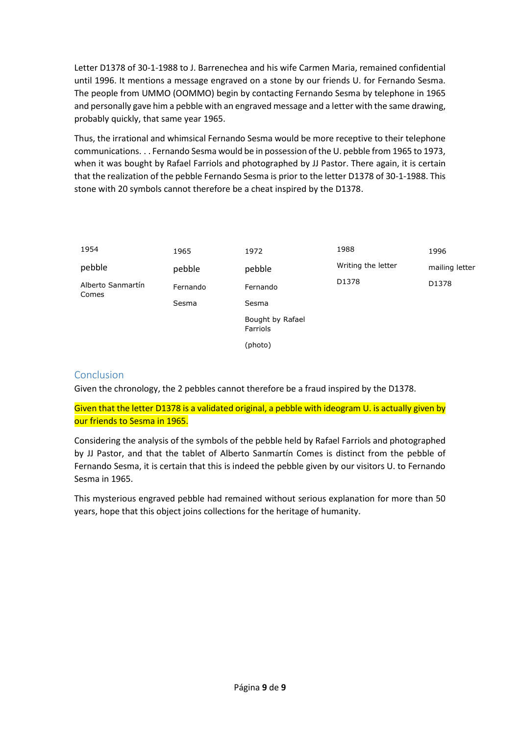Letter D1378 of 30-1-1988 to J. Barrenechea and his wife Carmen Maria, remained confidential until 1996. It mentions a message engraved on a stone by our friends U. for Fernando Sesma. The people from UMMO (OOMMO) begin by contacting Fernando Sesma by telephone in 1965 and personally gave him a pebble with an engraved message and a letter with the same drawing, probably quickly, that same year 1965.

Thus, the irrational and whimsical Fernando Sesma would be more receptive to their telephone communications. . . Fernando Sesma would be in possession of the U. pebble from 1965 to 1973, when it was bought by Rafael Farriols and photographed by JJ Pastor. There again, it is certain that the realization of the pebble Fernando Sesma is prior to the letter D1378 of 30-1-1988. This stone with 20 symbols cannot therefore be a cheat inspired by the D1378.

| | | | | |
|---|---|---|---|---|
| 1954 | 1965 | 1972 | 1988 | 1996 |
| pebble | pebble | pebble | Writing the letter | mailing letter |
| Alberto Sanmartín Comes | Fernando Sesma | Fernando Sesma | D1378 | D1378 |
| | | Bought by Rafael Farriols | | |
| | | (photo) | | |

## Conclusion

Given the chronology, the 2 pebbles cannot therefore be a fraud inspired by the D1378.

Given that the letter D1378 is a validated original, a pebble with ideogram U. is actually given by our friends to Sesma in 1965.

Considering the analysis of the symbols of the pebble held by Rafael Farriols and photographed by JJ Pastor, and that the tablet of Alberto Sanmartín Comes is distinct from the pebble of Fernando Sesma, it is certain that this is indeed the pebble given by our visitors U. to Fernando Sesma in 1965.

This mysterious engraved pebble had remained without serious explanation for more than 50 years, hope that this object joins collections for the heritage of humanity.